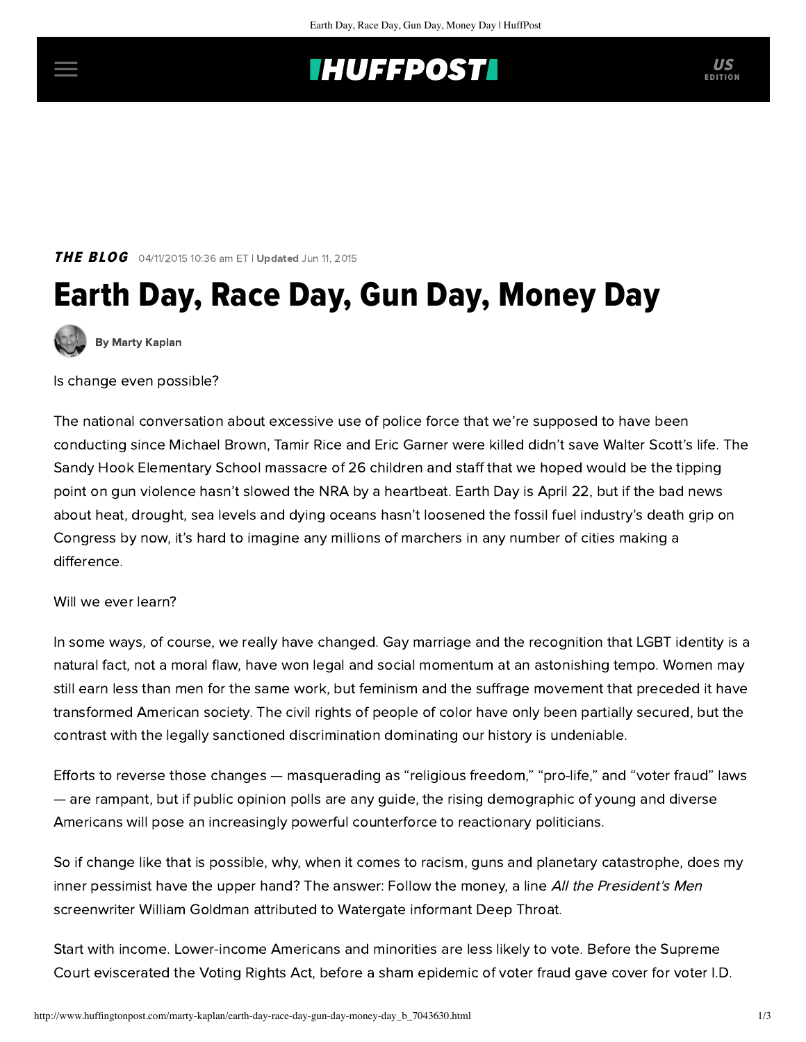**THE BLOG** 04/11/2015 10:36 am ET | **Updated** Jun 11, 2015

# Earth Day, Race Day, Gun Day, Money Day

By Marty Kaplan

Is change even possible?

The national conversation about excessive use of police force that we're supposed to have been conducting since Michael Brown, Tamir Rice and Eric Garner were killed didn't save Walter Scott's life. The Sandy Hook Elementary School massacre of 26 children and staff that we hoped would be the tipping point on gun violence hasn't slowed the NRA by a heartbeat. Earth Day is April 22, but if the bad news about heat, drought, sea levels and dying oceans hasn't loosened the fossil fuel industry's death grip on Congress by now, it's hard to imagine any millions of marchers in any number of cities making a difference.

Will we ever learn?

In some ways, of course, we really have changed. Gay marriage and the recognition that LGBT identity is a natural fact, not a moral flaw, have won legal and social momentum at an astonishing tempo. Women may still earn less than men for the same work, but feminism and the suffrage movement that preceded it have transformed American society. The civil rights of people of color have only been partially secured, but the contrast with the legally sanctioned discrimination dominating our history is undeniable.

Efforts to reverse those changes — masquerading as "religious freedom," "pro-life," and "voter fraud" laws — are rampant, but if public opinion polls are any guide, the rising demographic of young and diverse Americans will pose an increasingly powerful counterforce to reactionary politicians.

So if change like that is possible, why, when it comes to racism, guns and planetary catastrophe, does my inner pessimist have the upper hand? The answer: Follow the money, a line *All the President's Men* screenwriter William Goldman attributed to Watergate informant Deep Throat.

Start with income. Lower-income Americans and minorities are less likely to vote. Before the Supreme Court eviscerated the Voting Rights Act, before a sham epidemic of voter fraud gave cover for voter I.D.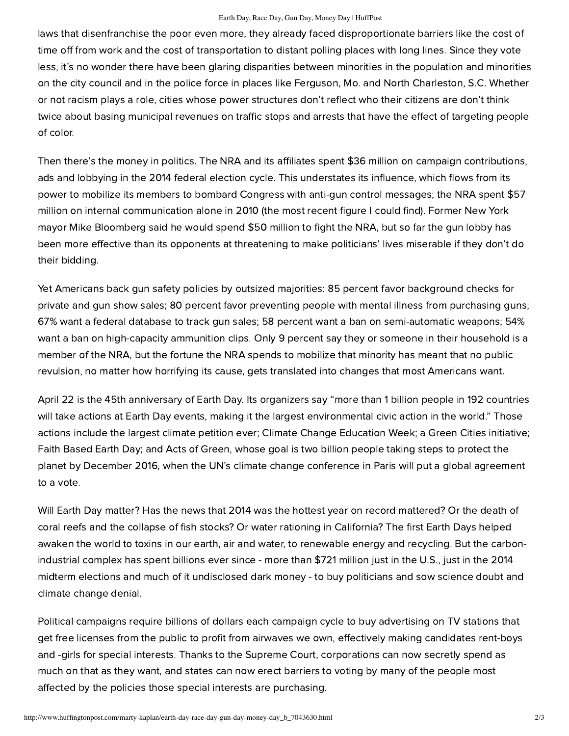laws that disenfranchise the poor even more, they already faced disproportionate barriers like the cost of time off from work and the cost of transportation to distant polling places with long lines. Since they vote less, it's no wonder there have been glaring disparities between minorities in the population and minorities on the city council and in the police force in places like Ferguson, Mo. and North Charleston, S.C. Whether or not racism plays a role, cities whose power structures don't reflect who their citizens are don't think twice about basing municipal revenues on traffic stops and arrests that have the effect of targeting people of color.

Then there's the money in politics. The NRA and its affiliates spent $36 million on campaign contributions, ads and lobbying in the 2014 federal election cycle. This understates its influence, which flows from its power to mobilize its members to bombard Congress with anti-gun control messages; the NRA spent $57 million on internal communication alone in 2010 (the most recent figure I could find). Former New York mayor Mike Bloomberg said he would spend $50 million to fight the NRA, but so far the gun lobby has been more effective than its opponents at threatening to make politicians' lives miserable if they don't do their bidding.

Yet Americans back gun safety policies by outsized majorities: 85 percent favor background checks for private and gun show sales; 80 percent favor preventing people with mental illness from purchasing guns; 67% want a federal database to track gun sales; 58 percent want a ban on semi-automatic weapons; 54% want a ban on high-capacity ammunition clips. Only 9 percent say they or someone in their household is a member of the NRA, but the fortune the NRA spends to mobilize that minority has meant that no public revulsion, no matter how horrifying its cause, gets translated into changes that most Americans want.

April 22 is the 45th anniversary of Earth Day. Its organizers say "more than 1 billion people in 192 countries will take actions at Earth Day events, making it the largest environmental civic action in the world." Those actions include the largest climate petition ever; Climate Change Education Week; a Green Cities initiative; Faith Based Earth Day; and Acts of Green, whose goal is two billion people taking steps to protect the planet by December 2016, when the UN's climate change conference in Paris will put a global agreement to a vote.

Will Earth Day matter? Has the news that 2014 was the hottest year on record mattered? Or the death of coral reefs and the collapse of fish stocks? Or water rationing in California? The first Earth Days helped awaken the world to toxins in our earth, air and water, to renewable energy and recycling. But the carbon-industrial complex has spent billions ever since - more than $721 million just in the U.S., just in the 2014 midterm elections and much of it undisclosed dark money - to buy politicians and sow science doubt and climate change denial.

Political campaigns require billions of dollars each campaign cycle to buy advertising on TV stations that get free licenses from the public to profit from airwaves we own, effectively making candidates rent-boys and -girls for special interests. Thanks to the Supreme Court, corporations can now secretly spend as much on that as they want, and states can now erect barriers to voting by many of the people most affected by the policies those special interests are purchasing.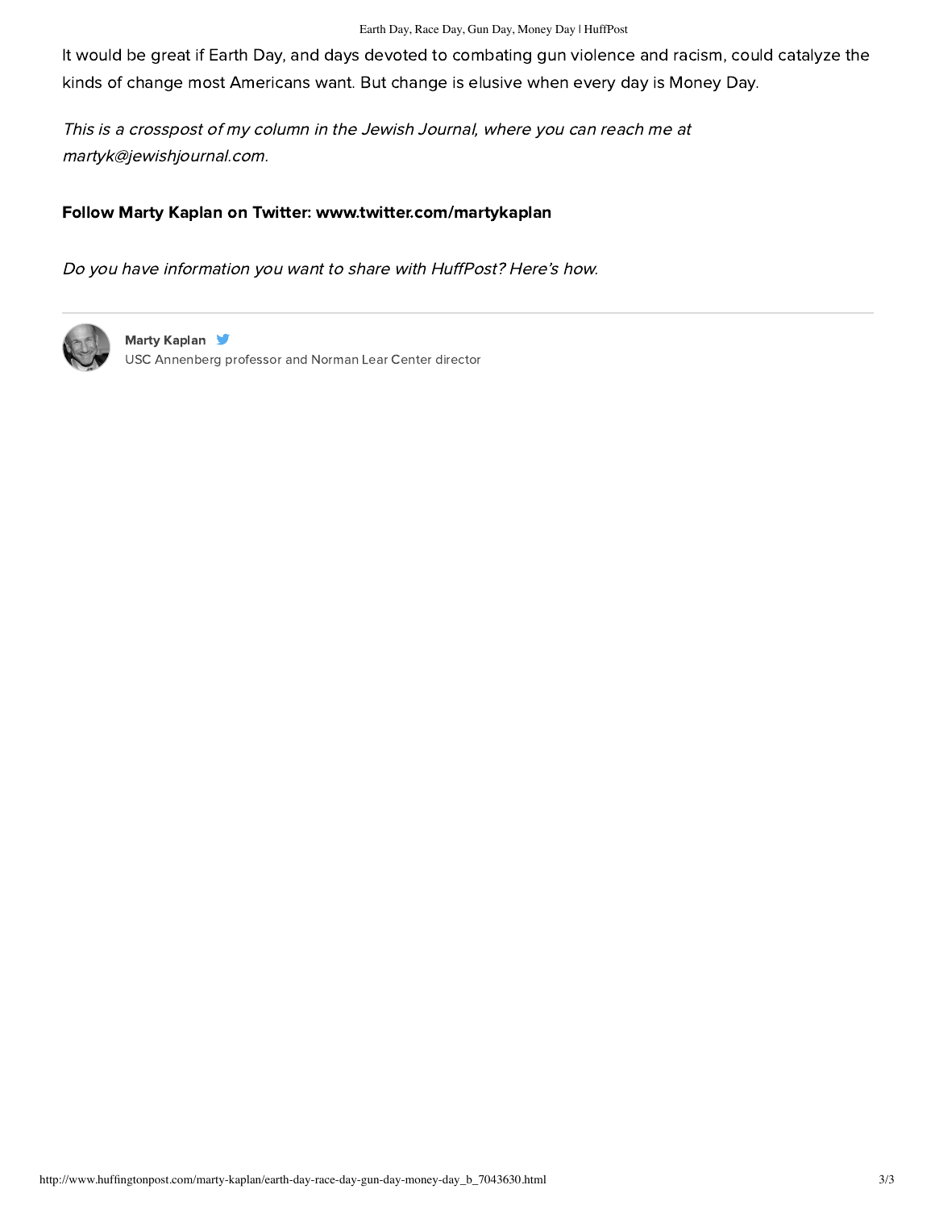It would be great if Earth Day, and days devoted to combating gun violence and racism, could catalyze the kinds of change most Americans want. But change is elusive when every day is Money Day.

*This is a crosspost of my column in the Jewish Journal, where you can reach me at martyk@jewishjournal.com.*

**Follow Marty Kaplan on Twitter: www.twitter.com/martykaplan**

*Do you have information you want to share with HuffPost? Here's how.*

---

**Marty Kaplan**
USC Annenberg professor and Norman Lear Center director